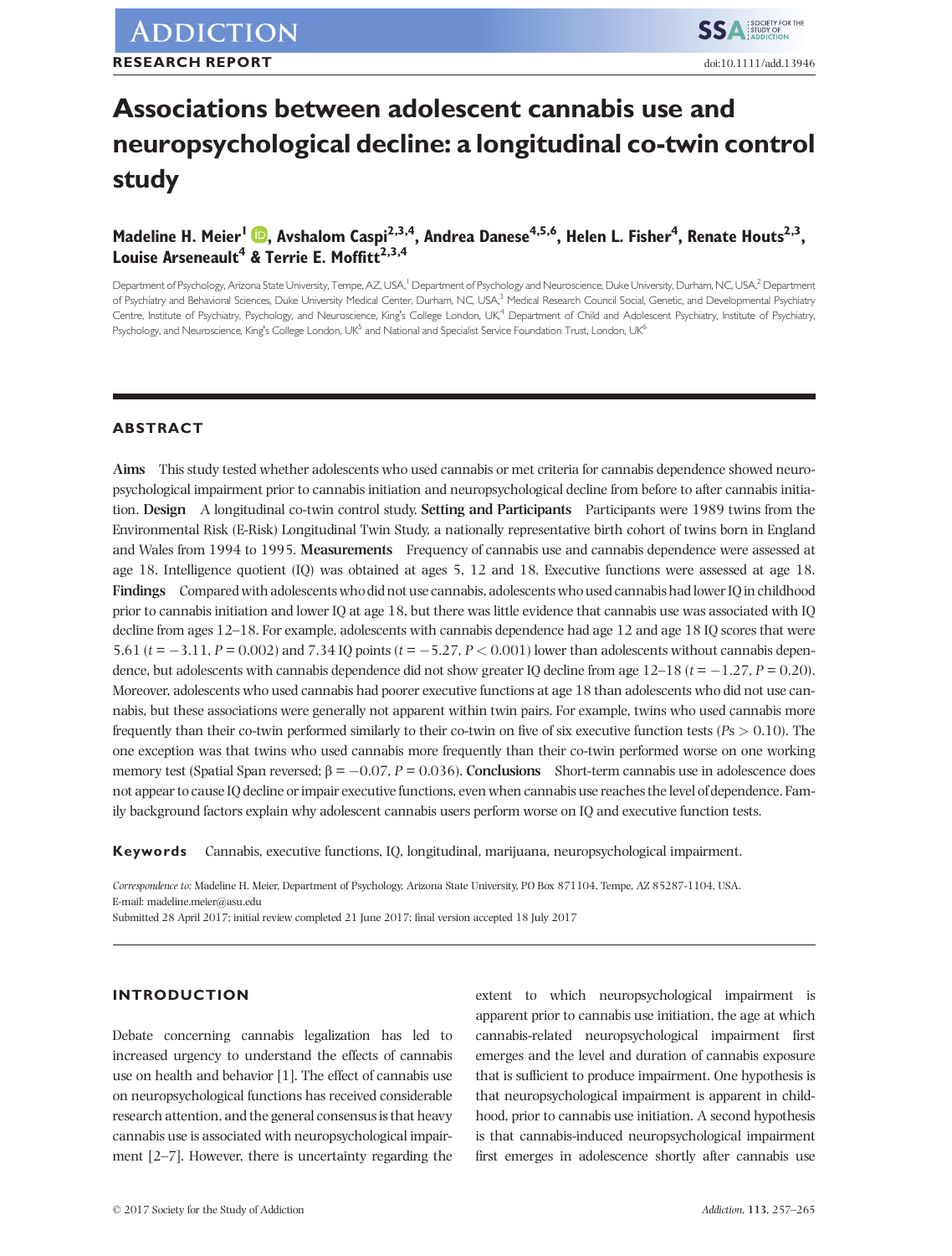RESEARCH REPORT

doi:10.1111/add.13946

# Associations between adolescent cannabis use and neuropsychological decline: a longitudinal co-twin control study

**Madeline H. Meier[1], Avshalom Caspi[2,3,4], Andrea Danese[4,5,6], Helen L. Fisher[4], Renate Houts[2,3], Louise Arseneault[4] & Terrie E. Moffitt[2,3,4]**

Department of Psychology, Arizona State University, Tempe, AZ, USA,[1] Department of Psychology and Neuroscience, Duke University, Durham, NC, USA,[2] Department of Psychiatry and Behavioral Sciences, Duke University Medical Center, Durham, NC, USA,[3] Medical Research Council Social, Genetic, and Developmental Psychiatry Centre, Institute of Psychiatry, Psychology, and Neuroscience, King's College London, UK,[4] Department of Child and Adolescent Psychiatry, Institute of Psychiatry, Psychology, and Neuroscience, King's College London, UK[5] and National and Specialist Service Foundation Trust, London, UK[6]

## ABSTRACT

**Aims** This study tested whether adolescents who used cannabis or met criteria for cannabis dependence showed neuropsychological impairment prior to cannabis initiation and neuropsychological decline from before to after cannabis initiation. **Design** A longitudinal co-twin control study. **Setting and Participants** Participants were 1989 twins from the Environmental Risk (E-Risk) Longitudinal Twin Study, a nationally representative birth cohort of twins born in England and Wales from 1994 to 1995. **Measurements** Frequency of cannabis use and cannabis dependence were assessed at age 18. Intelligence quotient (IQ) was obtained at ages 5, 12 and 18. Executive functions were assessed at age 18. **Findings** Compared with adolescents who did not use cannabis, adolescents who used cannabis had lower IQ in childhood prior to cannabis initiation and lower IQ at age 18, but there was little evidence that cannabis use was associated with IQ decline from ages 12–18. For example, adolescents with cannabis dependence had age 12 and age 18 IQ scores that were 5.61 ($t = -3.11$, $P = 0.002$) and 7.34 IQ points ($t = -5.27$, $P < 0.001$) lower than adolescents without cannabis dependence, but adolescents with cannabis dependence did not show greater IQ decline from age 12–18 ($t = -1.27$, $P = 0.20$). Moreover, adolescents who used cannabis had poorer executive functions at age 18 than adolescents who did not use cannabis, but these associations were generally not apparent within twin pairs. For example, twins who used cannabis more frequently than their co-twin performed similarly to their co-twin on five of six executive function tests ($Ps > 0.10$). The one exception was that twins who used cannabis more frequently than their co-twin performed worse on one working memory test (Spatial Span reversed; $\beta = -0.07$, $P = 0.036$). **Conclusions** Short-term cannabis use in adolescence does not appear to cause IQ decline or impair executive functions, even when cannabis use reaches the level of dependence. Family background factors explain why adolescent cannabis users perform worse on IQ and executive function tests.

**Keywords** Cannabis, executive functions, IQ, longitudinal, marijuana, neuropsychological impairment.

*Correspondence to:* Madeline H. Meier, Department of Psychology, Arizona State University, PO Box 871104, Tempe, AZ 85287-1104, USA. E-mail: madeline.meier@asu.edu

Submitted 28 April 2017; initial review completed 21 June 2017; final version accepted 18 July 2017

## INTRODUCTION

Debate concerning cannabis legalization has led to increased urgency to understand the effects of cannabis use on health and behavior [1]. The effect of cannabis use on neuropsychological functions has received considerable research attention, and the general consensus is that heavy cannabis use is associated with neuropsychological impairment [2–7]. However, there is uncertainty regarding the extent to which neuropsychological impairment is apparent prior to cannabis use initiation, the age at which cannabis-related neuropsychological impairment first emerges and the level and duration of cannabis exposure that is sufficient to produce impairment. One hypothesis is that neuropsychological impairment is apparent in childhood, prior to cannabis use initiation. A second hypothesis is that cannabis-induced neuropsychological impairment first emerges in adolescence shortly after cannabis use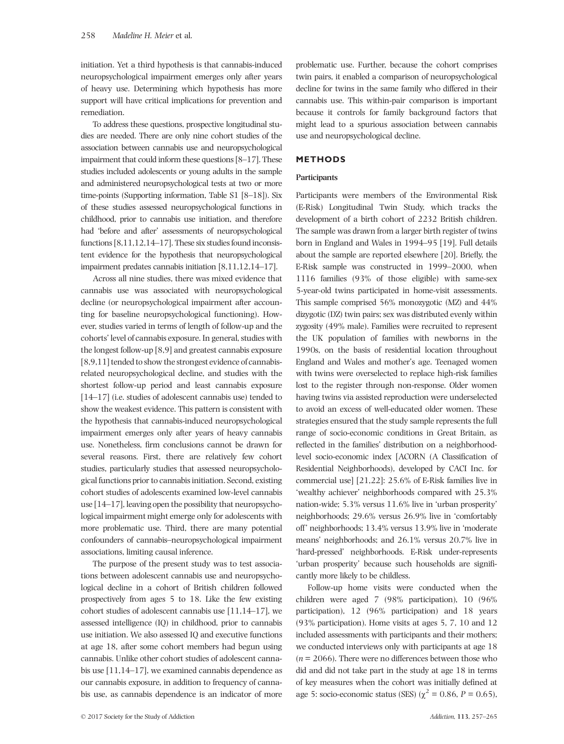initiation. Yet a third hypothesis is that cannabis-induced neuropsychological impairment emerges only after years of heavy use. Determining which hypothesis has more support will have critical implications for prevention and remediation.

To address these questions, prospective longitudinal studies are needed. There are only nine cohort studies of the association between cannabis use and neuropsychological impairment that could inform these questions [8–17]. These studies included adolescents or young adults in the sample and administered neuropsychological tests at two or more time-points (Supporting information, Table S1 [8–18]). Six of these studies assessed neuropsychological functions in childhood, prior to cannabis use initiation, and therefore had 'before and after' assessments of neuropsychological functions [8,11,12,14–17]. These six studies found inconsistent evidence for the hypothesis that neuropsychological impairment predates cannabis initiation [8,11,12,14–17].

Across all nine studies, there was mixed evidence that cannabis use was associated with neuropsychological decline (or neuropsychological impairment after accounting for baseline neuropsychological functioning). However, studies varied in terms of length of follow-up and the cohorts' level of cannabis exposure. In general, studies with the longest follow-up [8,9] and greatest cannabis exposure [8,9,11] tended to show the strongest evidence of cannabis-related neuropsychological decline, and studies with the shortest follow-up period and least cannabis exposure [14–17] (i.e. studies of adolescent cannabis use) tended to show the weakest evidence. This pattern is consistent with the hypothesis that cannabis-induced neuropsychological impairment emerges only after years of heavy cannabis use. Nonetheless, firm conclusions cannot be drawn for several reasons. First, there are relatively few cohort studies, particularly studies that assessed neuropsychological functions prior to cannabis initiation. Second, existing cohort studies of adolescents examined low-level cannabis use [14–17], leaving open the possibility that neuropsychological impairment might emerge only for adolescents with more problematic use. Third, there are many potential confounders of cannabis–neuropsychological impairment associations, limiting causal inference.

The purpose of the present study was to test associations between adolescent cannabis use and neuropsychological decline in a cohort of British children followed prospectively from ages 5 to 18. Like the few existing cohort studies of adolescent cannabis use [11,14–17], we assessed intelligence (IQ) in childhood, prior to cannabis use initiation. We also assessed IQ and executive functions at age 18, after some cohort members had begun using cannabis. Unlike other cohort studies of adolescent cannabis use [11,14–17], we examined cannabis dependence as our cannabis exposure, in addition to frequency of cannabis use, as cannabis dependence is an indicator of more problematic use. Further, because the cohort comprises twin pairs, it enabled a comparison of neuropsychological decline for twins in the same family who differed in their cannabis use. This within-pair comparison is important because it controls for family background factors that might lead to a spurious association between cannabis use and neuropsychological decline.

## METHODS

### Participants

Participants were members of the Environmental Risk (E-Risk) Longitudinal Twin Study, which tracks the development of a birth cohort of 2232 British children. The sample was drawn from a larger birth register of twins born in England and Wales in 1994–95 [19]. Full details about the sample are reported elsewhere [20]. Briefly, the E-Risk sample was constructed in 1999–2000, when 1116 families (93% of those eligible) with same-sex 5-year-old twins participated in home-visit assessments. This sample comprised 56% monozygotic (MZ) and 44% dizygotic (DZ) twin pairs; sex was distributed evenly within zygosity (49% male). Families were recruited to represent the UK population of families with newborns in the 1990s, on the basis of residential location throughout England and Wales and mother's age. Teenaged women with twins were overselected to replace high-risk families lost to the register through non-response. Older women having twins via assisted reproduction were underselected to avoid an excess of well-educated older women. These strategies ensured that the study sample represents the full range of socio-economic conditions in Great Britain, as reflected in the families' distribution on a neighborhood-level socio-economic index [ACORN (A Classification of Residential Neighborhoods), developed by CACI Inc. for commercial use] [21,22]: 25.6% of E-Risk families live in 'wealthy achiever' neighborhoods compared with 25.3% nation-wide; 5.3% versus 11.6% live in 'urban prosperity' neighborhoods; 29.6% versus 26.9% live in 'comfortably off' neighborhoods; 13.4% versus 13.9% live in 'moderate means' neighborhoods; and 26.1% versus 20.7% live in 'hard-pressed' neighborhoods. E-Risk under-represents 'urban prosperity' because such households are significantly more likely to be childless.

Follow-up home visits were conducted when the children were aged 7 (98% participation), 10 (96% participation), 12 (96% participation) and 18 years (93% participation). Home visits at ages 5, 7, 10 and 12 included assessments with participants and their mothers; we conducted interviews only with participants at age 18 ($n = 2066$). There were no differences between those who did and did not take part in the study at age 18 in terms of key measures when the cohort was initially defined at age 5: socio-economic status (SES) ($\chi^2 = 0.86$, $P = 0.65$),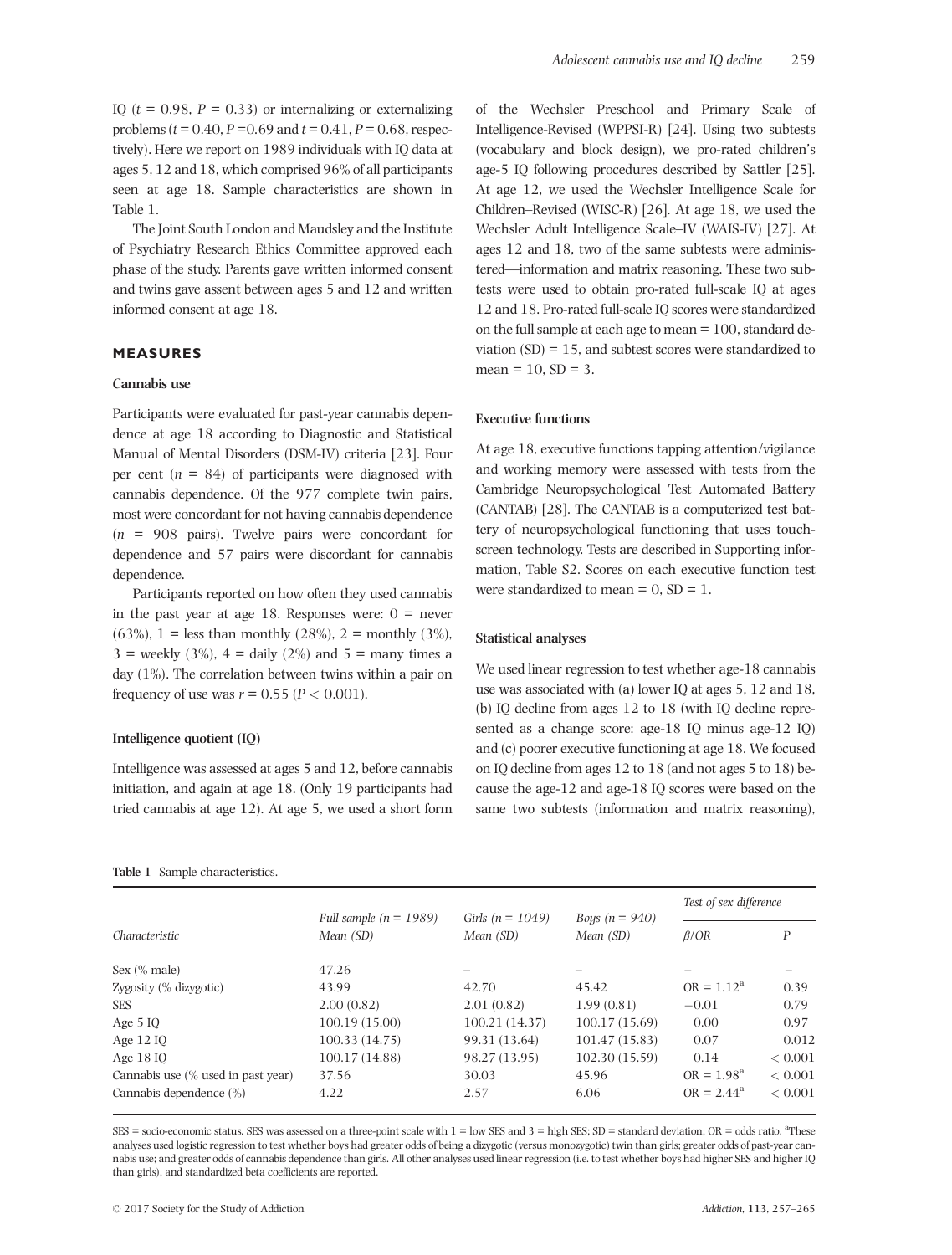IQ ($t$ = 0.98, $P$ = 0.33) or internalizing or externalizing problems ($t$ = 0.40, $P$ =0.69 and $t$ = 0.41, $P$ = 0.68, respectively). Here we report on 1989 individuals with IQ data at ages 5, 12 and 18, which comprised 96% of all participants seen at age 18. Sample characteristics are shown in Table 1.

The Joint South London and Maudsley and the Institute of Psychiatry Research Ethics Committee approved each phase of the study. Parents gave written informed consent and twins gave assent between ages 5 and 12 and written informed consent at age 18.

## MEASURES

### Cannabis use

Participants were evaluated for past-year cannabis dependence at age 18 according to Diagnostic and Statistical Manual of Mental Disorders (DSM-IV) criteria [23]. Four per cent ($n$ = 84) of participants were diagnosed with cannabis dependence. Of the 977 complete twin pairs, most were concordant for not having cannabis dependence ($n$ = 908 pairs). Twelve pairs were concordant for dependence and 57 pairs were discordant for cannabis dependence.

Participants reported on how often they used cannabis in the past year at age 18. Responses were: 0 = never (63%), 1 = less than monthly (28%), 2 = monthly (3%), 3 = weekly (3%), 4 = daily (2%) and 5 = many times a day (1%). The correlation between twins within a pair on frequency of use was $r$ = 0.55 ($P$ < 0.001).

### Intelligence quotient (IQ)

Intelligence was assessed at ages 5 and 12, before cannabis initiation, and again at age 18. (Only 19 participants had tried cannabis at age 12). At age 5, we used a short form of the Wechsler Preschool and Primary Scale of Intelligence-Revised (WPPSI-R) [24]. Using two subtests (vocabulary and block design), we pro-rated children's age-5 IQ following procedures described by Sattler [25]. At age 12, we used the Wechsler Intelligence Scale for Children–Revised (WISC-R) [26]. At age 18, we used the Wechsler Adult Intelligence Scale–IV (WAIS-IV) [27]. At ages 12 and 18, two of the same subtests were administered—information and matrix reasoning. These two subtests were used to obtain pro-rated full-scale IQ at ages 12 and 18. Pro-rated full-scale IQ scores were standardized on the full sample at each age to mean = 100, standard deviation (SD) = 15, and subtest scores were standardized to mean = 10, SD = 3.

### Executive functions

At age 18, executive functions tapping attention/vigilance and working memory were assessed with tests from the Cambridge Neuropsychological Test Automated Battery (CANTAB) [28]. The CANTAB is a computerized test battery of neuropsychological functioning that uses touchscreen technology. Tests are described in Supporting information, Table S2. Scores on each executive function test were standardized to mean = 0, SD = 1.

### Statistical analyses

We used linear regression to test whether age-18 cannabis use was associated with (a) lower IQ at ages 5, 12 and 18, (b) IQ decline from ages 12 to 18 (with IQ decline represented as a change score: age-18 IQ minus age-12 IQ) and (c) poorer executive functioning at age 18. We focused on IQ decline from ages 12 to 18 (and not ages 5 to 18) because the age-12 and age-18 IQ scores were based on the same two subtests (information and matrix reasoning),

**Table 1** Sample characteristics.

| Characteristic | *Full sample (n = 1989)* Mean (SD) | *Girls (n = 1049)* Mean (SD) | *Boys (n = 940)* Mean (SD) | *Test of sex difference* | |
|---|---|---|---|---|---|
| | | | | *β/OR* | *P* |
| Sex (% male) | 47.26 | – | – | – | – |
| Zygosity (% dizygotic) | 43.99 | 42.70 | 45.42 | OR = 1.12[a] | 0.39 |
| SES | 2.00 (0.82) | 2.01 (0.82) | 1.99 (0.81) | −0.01 | 0.79 |
| Age 5 IQ | 100.19 (15.00) | 100.21 (14.37) | 100.17 (15.69) | 0.00 | 0.97 |
| Age 12 IQ | 100.33 (14.75) | 99.31 (13.64) | 101.47 (15.83) | 0.07 | 0.012 |
| Age 18 IQ | 100.17 (14.88) | 98.27 (13.95) | 102.30 (15.59) | 0.14 | < 0.001 |
| Cannabis use (% used in past year) | 37.56 | 30.03 | 45.96 | OR = 1.98[a] | < 0.001 |
| Cannabis dependence (%) | 4.22 | 2.57 | 6.06 | OR = 2.44[a] | < 0.001 |

SES = socio-economic status. SES was assessed on a three-point scale with 1 = low SES and 3 = high SES; SD = standard deviation; OR = odds ratio. [a]These analyses used logistic regression to test whether boys had greater odds of being a dizygotic (versus monozygotic) twin than girls; greater odds of past-year cannabis use; and greater odds of cannabis dependence than girls. All other analyses used linear regression (i.e. to test whether boys had higher SES and higher IQ than girls), and standardized beta coefficients are reported.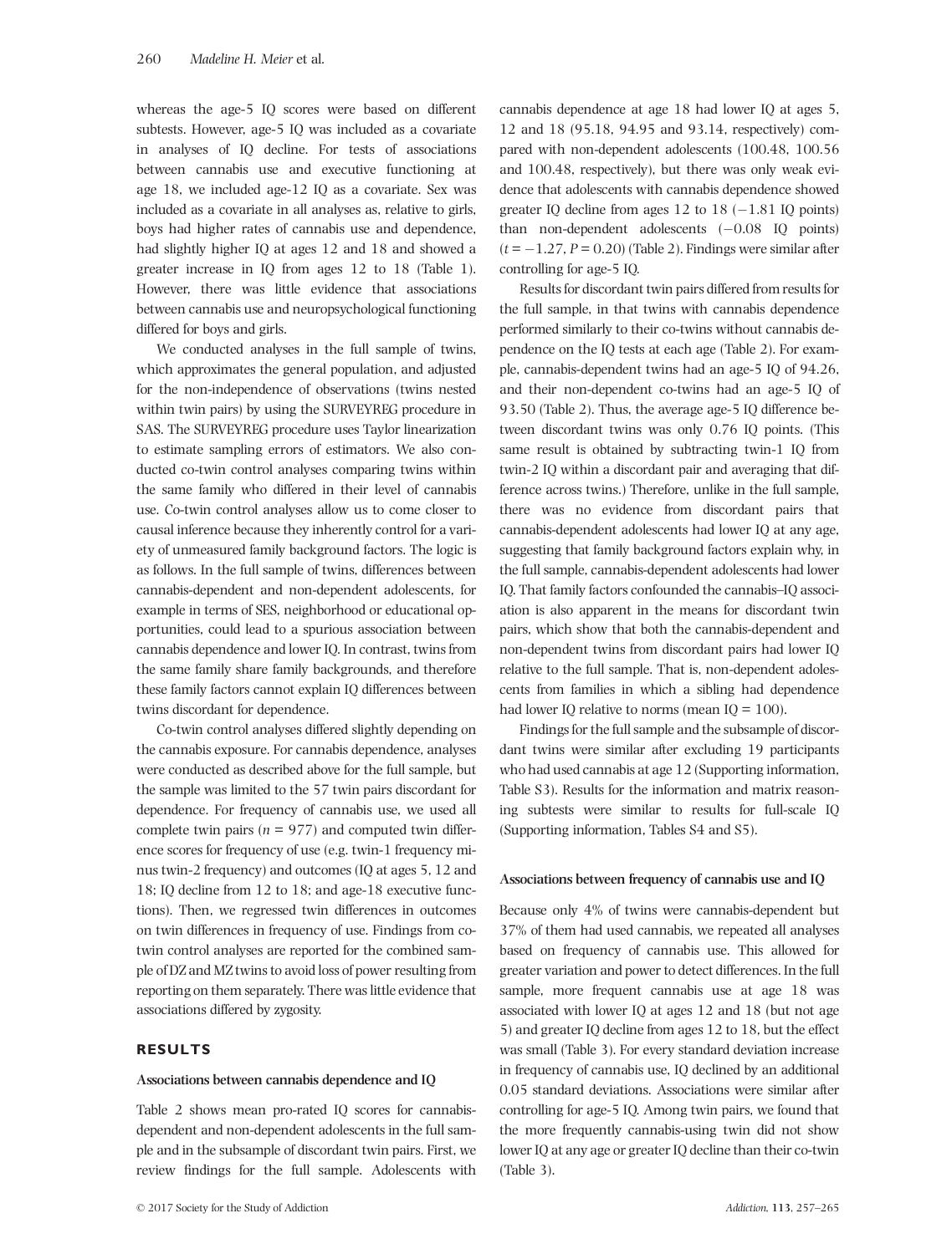whereas the age-5 IQ scores were based on different subtests. However, age-5 IQ was included as a covariate in analyses of IQ decline. For tests of associations between cannabis use and executive functioning at age 18, we included age-12 IQ as a covariate. Sex was included as a covariate in all analyses as, relative to girls, boys had higher rates of cannabis use and dependence, had slightly higher IQ at ages 12 and 18 and showed a greater increase in IQ from ages 12 to 18 (Table 1). However, there was little evidence that associations between cannabis use and neuropsychological functioning differed for boys and girls.

We conducted analyses in the full sample of twins, which approximates the general population, and adjusted for the non-independence of observations (twins nested within twin pairs) by using the SURVEYREG procedure in SAS. The SURVEYREG procedure uses Taylor linearization to estimate sampling errors of estimators. We also conducted co-twin control analyses comparing twins within the same family who differed in their level of cannabis use. Co-twin control analyses allow us to come closer to causal inference because they inherently control for a variety of unmeasured family background factors. The logic is as follows. In the full sample of twins, differences between cannabis-dependent and non-dependent adolescents, for example in terms of SES, neighborhood or educational opportunities, could lead to a spurious association between cannabis dependence and lower IQ. In contrast, twins from the same family share family backgrounds, and therefore these family factors cannot explain IQ differences between twins discordant for dependence.

Co-twin control analyses differed slightly depending on the cannabis exposure. For cannabis dependence, analyses were conducted as described above for the full sample, but the sample was limited to the 57 twin pairs discordant for dependence. For frequency of cannabis use, we used all complete twin pairs ($n$ = 977) and computed twin difference scores for frequency of use (e.g. twin-1 frequency minus twin-2 frequency) and outcomes (IQ at ages 5, 12 and 18; IQ decline from 12 to 18; and age-18 executive functions). Then, we regressed twin differences in outcomes on twin differences in frequency of use. Findings from co-twin control analyses are reported for the combined sample of DZ and MZ twins to avoid loss of power resulting from reporting on them separately. There was little evidence that associations differed by zygosity.

## RESULTS

### Associations between cannabis dependence and IQ

Table 2 shows mean pro-rated IQ scores for cannabis-dependent and non-dependent adolescents in the full sample and in the subsample of discordant twin pairs. First, we review findings for the full sample. Adolescents with cannabis dependence at age 18 had lower IQ at ages 5, 12 and 18 (95.18, 94.95 and 93.14, respectively) compared with non-dependent adolescents (100.48, 100.56 and 100.48, respectively), but there was only weak evidence that adolescents with cannabis dependence showed greater IQ decline from ages 12 to 18 (−1.81 IQ points) than non-dependent adolescents (−0.08 IQ points) ($t$ = −1.27, $P$ = 0.20) (Table 2). Findings were similar after controlling for age-5 IQ.

Results for discordant twin pairs differed from results for the full sample, in that twins with cannabis dependence performed similarly to their co-twins without cannabis dependence on the IQ tests at each age (Table 2). For example, cannabis-dependent twins had an age-5 IQ of 94.26, and their non-dependent co-twins had an age-5 IQ of 93.50 (Table 2). Thus, the average age-5 IQ difference between discordant twins was only 0.76 IQ points. (This same result is obtained by subtracting twin-1 IQ from twin-2 IQ within a discordant pair and averaging that difference across twins.) Therefore, unlike in the full sample, there was no evidence from discordant pairs that cannabis-dependent adolescents had lower IQ at any age, suggesting that family background factors explain why, in the full sample, cannabis-dependent adolescents had lower IQ. That family factors confounded the cannabis–IQ association is also apparent in the means for discordant twin pairs, which show that both the cannabis-dependent and non-dependent twins from discordant pairs had lower IQ relative to the full sample. That is, non-dependent adolescents from families in which a sibling had dependence had lower IQ relative to norms (mean IQ = 100).

Findings for the full sample and the subsample of discordant twins were similar after excluding 19 participants who had used cannabis at age 12 (Supporting information, Table S3). Results for the information and matrix reasoning subtests were similar to results for full-scale IQ (Supporting information, Tables S4 and S5).

### Associations between frequency of cannabis use and IQ

Because only 4% of twins were cannabis-dependent but 37% of them had used cannabis, we repeated all analyses based on frequency of cannabis use. This allowed for greater variation and power to detect differences. In the full sample, more frequent cannabis use at age 18 was associated with lower IQ at ages 12 and 18 (but not age 5) and greater IQ decline from ages 12 to 18, but the effect was small (Table 3). For every standard deviation increase in frequency of cannabis use, IQ declined by an additional 0.05 standard deviations. Associations were similar after controlling for age-5 IQ. Among twin pairs, we found that the more frequently cannabis-using twin did not show lower IQ at any age or greater IQ decline than their co-twin (Table 3).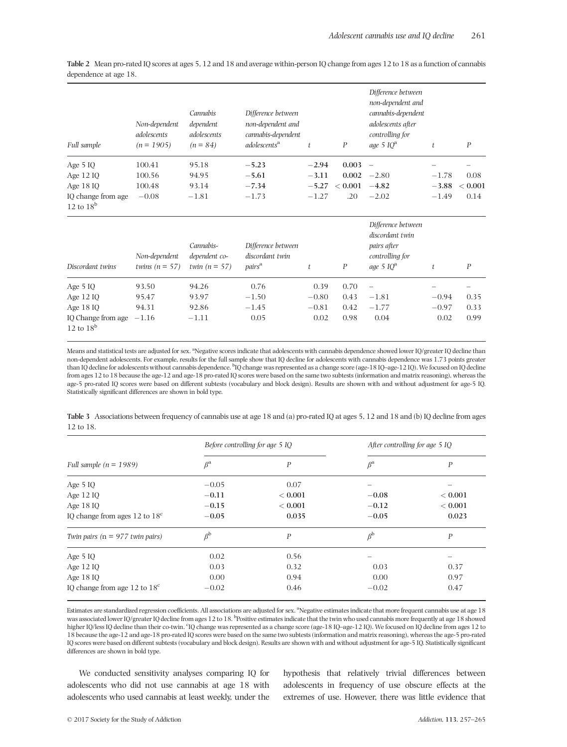**Table 2** Mean pro-rated IQ scores at ages 5, 12 and 18 and average within-person IQ change from ages 12 to 18 as a function of cannabis dependence at age 18.

| *Full sample* | *Non-dependent adolescents (n = 1905)* | *Cannabis dependent adolescents (n = 84)* | *Difference between non-dependent and cannabis-dependent adolescents*[a] | *t* | *P* | *Difference between non-dependent and cannabis-dependent adolescents after controlling for age 5 IQ*[a] | *t* | *P* |
|---|---|---|---|---|---|---|---|---|
| Age 5 IQ | 100.41 | 95.18 | **−5.23** | **−2.94** | **0.003** | – | – | – |
| Age 12 IQ | 100.56 | 94.95 | **−5.61** | **−3.11** | **0.002** | −2.80 | −1.78 | 0.08 |
| Age 18 IQ | 100.48 | 93.14 | **−7.34** | **−5.27** | **< 0.001** | **−4.82** | **−3.88** | **< 0.001** |
| IQ change from age 12 to 18[b] | −0.08 | −1.81 | −1.73 | −1.27 | .20 | −2.02 | −1.49 | 0.14 |

| *Discordant twins* | *Non-dependent twins (n = 57)* | *Cannabis-dependent co-twin (n = 57)* | *Difference between discordant twin pairs*[a] | *t* | *P* | *Difference between discordant twin pairs after controlling for age 5 IQ*[a] | *t* | *P* |
|---|---|---|---|---|---|---|---|---|
| Age 5 IQ | 93.50 | 94.26 | 0.76 | 0.39 | 0.70 | – | – | – |
| Age 12 IQ | 95.47 | 93.97 | −1.50 | −0.80 | 0.43 | −1.81 | −0.94 | 0.35 |
| Age 18 IQ | 94.31 | 92.86 | −1.45 | −0.81 | 0.42 | −1.77 | −0.97 | 0.33 |
| IQ Change from age 12 to 18[b] | −1.16 | −1.11 | 0.05 | 0.02 | 0.98 | 0.04 | 0.02 | 0.99 |

Means and statistical tests are adjusted for sex. [a]Negative scores indicate that adolescents with cannabis dependence showed lower IQ/greater IQ decline than non-dependent adolescents. For example, results for the full sample show that IQ decline for adolescents with cannabis dependence was 1.73 points greater than IQ decline for adolescents without cannabis dependence. [b]IQ change was represented as a change score (age-18 IQ–age-12 IQ). We focused on IQ decline from ages 12 to 18 because the age-12 and age-18 pro-rated IQ scores were based on the same two subtests (information and matrix reasoning), whereas the age-5 pro-rated IQ scores were based on different subtests (vocabulary and block design). Results are shown with and without adjustment for age-5 IQ. Statistically significant differences are shown in bold type.

**Table 3** Associations between frequency of cannabis use at age 18 and (a) pro-rated IQ at ages 5, 12 and 18 and (b) IQ decline from ages 12 to 18.

| | *Before controlling for age 5 IQ* | | *After controlling for age 5 IQ* | |
|---|---|---|---|---|
| *Full sample (n = 1989)* | $\beta$[a] | *P* | $\beta$[a] | *P* |
| Age 5 IQ | −0.05 | 0.07 | – | – |
| Age 12 IQ | **−0.11** | **< 0.001** | **−0.08** | **< 0.001** |
| Age 18 IQ | **−0.15** | **< 0.001** | **−0.12** | **< 0.001** |
| IQ change from ages 12 to 18[c] | **−0.05** | **0.035** | **−0.05** | **0.023** |
| *Twin pairs (n = 977 twin pairs)* | $\beta$[b] | *P* | $\beta$[b] | *P* |
| Age 5 IQ | 0.02 | 0.56 | – | – |
| Age 12 IQ | 0.03 | 0.32 | 0.03 | 0.37 |
| Age 18 IQ | 0.00 | 0.94 | 0.00 | 0.97 |
| IQ change from age 12 to 18[c] | −0.02 | 0.46 | −0.02 | 0.47 |

Estimates are standardized regression coefficients. All associations are adjusted for sex. [a]Negative estimates indicate that more frequent cannabis use at age 18 was associated lower IQ/greater IQ decline from ages 12 to 18. [b]Positive estimates indicate that the twin who used cannabis more frequently at age 18 showed higher IQ/less IQ decline than their co-twin. [c]IQ change was represented as a change score (age-18 IQ–age-12 IQ). We focused on IQ decline from ages 12 to 18 because the age-12 and age-18 pro-rated IQ scores were based on the same two subtests (information and matrix reasoning), whereas the age-5 pro-rated IQ scores were based on different subtests (vocabulary and block design). Results are shown with and without adjustment for age-5 IQ. Statistically significant differences are shown in bold type.

We conducted sensitivity analyses comparing IQ for adolescents who did not use cannabis at age 18 with adolescents who used cannabis at least weekly, under the hypothesis that relatively trivial differences between adolescents in frequency of use obscure effects at the extremes of use. However, there was little evidence that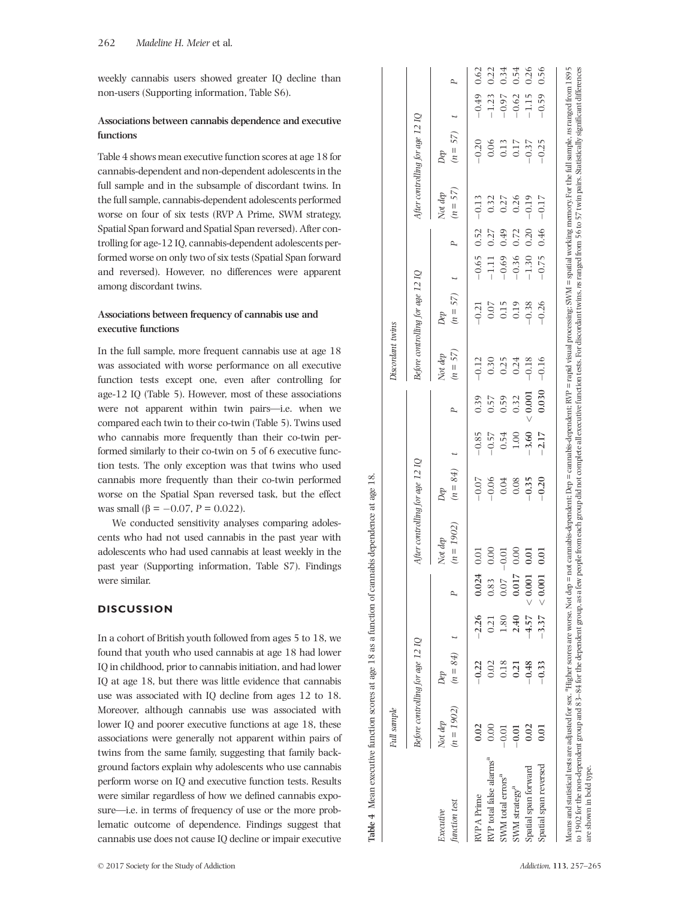weekly cannabis users showed greater IQ decline than non-users (Supporting information, Table S6).

### Associations between cannabis dependence and executive functions

Table 4 shows mean executive function scores at age 18 for cannabis-dependent and non-dependent adolescents in the full sample and in the subsample of discordant twins. In the full sample, cannabis-dependent adolescents performed worse on four of six tests (RVP A Prime, SWM strategy, Spatial Span forward and Spatial Span reversed). After controlling for age-12 IQ, cannabis-dependent adolescents performed worse on only two of six tests (Spatial Span forward and reversed). However, no differences were apparent among discordant twins.

### Associations between frequency of cannabis use and executive functions

In the full sample, more frequent cannabis use at age 18 was associated with worse performance on all executive function tests except one, even after controlling for age-12 IQ (Table 5). However, most of these associations were not apparent within twin pairs—i.e. when we compared each twin to their co-twin (Table 5). Twins used who cannabis more frequently than their co-twin performed similarly to their co-twin on 5 of 6 executive function tests. The only exception was that twins who used cannabis more frequently than their co-twin performed worse on the Spatial Span reversed task, but the effect was small ($\beta = -0.07$, $P = 0.022$).

We conducted sensitivity analyses comparing adolescents who had not used cannabis in the past year with adolescents who had used cannabis at least weekly in the past year (Supporting information, Table S7). Findings were similar.

## DISCUSSION

In a cohort of British youth followed from ages 5 to 18, we found that youth who used cannabis at age 18 had lower IQ in childhood, prior to cannabis initiation, and had lower IQ at age 18, but there was little evidence that cannabis use was associated with IQ decline from ages 12 to 18. Moreover, although cannabis use was associated with lower IQ and poorer executive functions at age 18, these associations were generally not apparent within pairs of twins from the same family, suggesting that family background factors explain why adolescents who use cannabis perform worse on IQ and executive function tests. Results were similar regardless of how we defined cannabis exposure—i.e. in terms of frequency of use or the more problematic outcome of dependence. Findings suggest that cannabis use does not cause IQ decline or impair executive

**Table 4** Mean executive function scores at age 18 as a function of cannabis dependence at age 18.

| Executive function test | Full sample | | | | | | | | Discordant twins | | | | | | | |
|---|---|---|---|---|---|---|---|---|---|---|---|---|---|---|---|---|
| | Before controlling for age 12 IQ | | | | After controlling for age 12 IQ | | | | Before controlling for age 12 IQ | | | | After controlling for age 12 IQ | | | |
| | Not dep ($n = 1902$) | Dep ($n = 84$) | $t$ | $P$ | Not dep ($n = 1902$) | Dep ($n = 84$) | $t$ | $P$ | Not dep ($n = 57$) | Dep ($n = 57$) | $t$ | $P$ | Not dep ($n = 57$) | Dep ($n = 57$) | $t$ | $P$ |
| RVP A Prime | **0.02** | **−0.22** | **−2.26** | **0.024** | 0.01 | −0.07 | −0.85 | 0.39 | −0.12 | −0.21 | −0.65 | 0.52 | −0.13 | −0.20 | −0.49 | 0.62 |
| RVP total false alarms[a] | 0.00 | 0.02 | 0.21 | 0.83 | 0.00 | −0.06 | −0.57 | 0.57 | 0.30 | 0.07 | −1.11 | 0.27 | 0.32 | 0.06 | −1.23 | 0.22 |
| SWM total errors[a] | −0.01 | 0.18 | 1.80 | 0.07 | −0.01 | 0.04 | 0.54 | 0.59 | 0.25 | 0.15 | −0.69 | 0.49 | 0.27 | 0.13 | −0.97 | 0.34 |
| SWM strategy[a] | **−0.01** | **0.21** | **2.40** | **0.017** | 0.00 | 0.08 | 1.00 | 0.32 | 0.24 | 0.19 | −0.36 | 0.72 | 0.26 | 0.17 | −0.62 | 0.54 |
| Spatial span forward | **0.02** | **−0.48** | **−4.57** | **< 0.001** | **0.01** | **−0.35** | **−3.60** | **< 0.001** | −0.18 | −0.38 | −1.30 | 0.20 | −0.19 | −0.37 | −1.15 | 0.26 |
| Spatial span reversed | **0.01** | **−0.33** | **−3.37** | **< 0.001** | **0.01** | **−0.20** | **−2.17** | **0.030** | −0.16 | −0.26 | −0.75 | 0.46 | −0.17 | −0.25 | −0.59 | 0.56 |

Means and statistical tests are adjusted for sex. [a]Higher scores are worse. Not dep = not cannabis-dependent; Dep = cannabis-dependent; RVP = rapid visual processing; SWM = spatial working memory. For the full sample, ns ranged from 1895 to 1902 for the non-dependent group and 83–84 for the dependent group, as a few people from each group did not complete all executive function tests. For discordant twins, ns ranged from 56 to 57 twin pairs. Statistically significant differences are shown in bold type.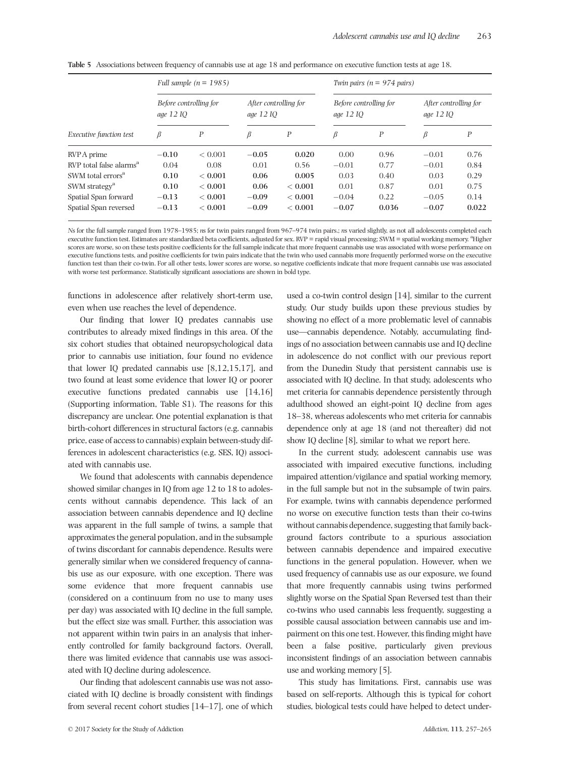**Table 5** Associations between frequency of cannabis use at age 18 and performance on executive function tests at age 18.

| | *Full sample (n = 1985)* | | | | *Twin pairs (n = 974 pairs)* | | | |
|---|---|---|---|---|---|---|---|---|
| | *Before controlling for age 12 IQ* | | *After controlling for age 12 IQ* | | *Before controlling for age 12 IQ* | | *After controlling for age 12 IQ* | |
| *Executive function test* | *β* | *P* | *β* | *P* | *β* | *P* | *β* | *P* |
| RVP A prime | **−0.10** | **< 0.001** | **−0.05** | **0.020** | 0.00 | 0.96 | −0.01 | 0.76 |
| RVP total false alarms[a] | 0.04 | 0.08 | 0.01 | 0.56 | −0.01 | 0.77 | −0.01 | 0.84 |
| SWM total errors[a] | **0.10** | **< 0.001** | **0.06** | **0.005** | 0.03 | 0.40 | 0.03 | 0.29 |
| SWM strategy[a] | **0.10** | **< 0.001** | **0.06** | **< 0.001** | 0.01 | 0.87 | 0.01 | 0.75 |
| Spatial Span forward | **−0.13** | **< 0.001** | **−0.09** | **< 0.001** | −0.04 | 0.22 | −0.05 | 0.14 |
| Spatial Span reversed | **−0.13** | **< 0.001** | **−0.09** | **< 0.001** | **−0.07** | **0.036** | **−0.07** | **0.022** |

*N*s for the full sample ranged from 1978–1985; *n*s for twin pairs ranged from 967–974 twin pairs.; *n*s varied slightly, as not all adolescents completed each executive function test. Estimates are standardized beta coefficients, adjusted for sex. RVP = rapid visual processing; SWM = spatial working memory. [a]Higher scores are worse, so on these tests positive coefficients for the full sample indicate that more frequent cannabis use was associated with worse performance on executive functions tests, and positive coefficients for twin pairs indicate that the twin who used cannabis more frequently performed worse on the executive function test than their co-twin. For all other tests, lower scores are worse, so negative coefficients indicate that more frequent cannabis use was associated with worse test performance. Statistically significant associations are shown in bold type.

functions in adolescence after relatively short-term use, even when use reaches the level of dependence.

Our finding that lower IQ predates cannabis use contributes to already mixed findings in this area. Of the six cohort studies that obtained neuropsychological data prior to cannabis use initiation, four found no evidence that lower IQ predated cannabis use [8,12,15,17], and two found at least some evidence that lower IQ or poorer executive functions predated cannabis use [14,16] (Supporting information, Table S1). The reasons for this discrepancy are unclear. One potential explanation is that birth-cohort differences in structural factors (e.g. cannabis price, ease of access to cannabis) explain between-study differences in adolescent characteristics (e.g. SES, IQ) associated with cannabis use.

We found that adolescents with cannabis dependence showed similar changes in IQ from age 12 to 18 to adolescents without cannabis dependence. This lack of an association between cannabis dependence and IQ decline was apparent in the full sample of twins, a sample that approximates the general population, and in the subsample of twins discordant for cannabis dependence. Results were generally similar when we considered frequency of cannabis use as our exposure, with one exception. There was some evidence that more frequent cannabis use (considered on a continuum from no use to many uses per day) was associated with IQ decline in the full sample, but the effect size was small. Further, this association was not apparent within twin pairs in an analysis that inherently controlled for family background factors. Overall, there was limited evidence that cannabis use was associated with IQ decline during adolescence.

Our finding that adolescent cannabis use was not associated with IQ decline is broadly consistent with findings from several recent cohort studies [14–17], one of which used a co-twin control design [14], similar to the current study. Our study builds upon these previous studies by showing no effect of a more problematic level of cannabis use—cannabis dependence. Notably, accumulating findings of no association between cannabis use and IQ decline in adolescence do not conflict with our previous report from the Dunedin Study that persistent cannabis use is associated with IQ decline. In that study, adolescents who met criteria for cannabis dependence persistently through adulthood showed an eight-point IQ decline from ages 18–38, whereas adolescents who met criteria for cannabis dependence only at age 18 (and not thereafter) did not show IQ decline [8], similar to what we report here.

In the current study, adolescent cannabis use was associated with impaired executive functions, including impaired attention/vigilance and spatial working memory, in the full sample but not in the subsample of twin pairs. For example, twins with cannabis dependence performed no worse on executive function tests than their co-twins without cannabis dependence, suggesting that family background factors contribute to a spurious association between cannabis dependence and impaired executive functions in the general population. However, when we used frequency of cannabis use as our exposure, we found that more frequently cannabis using twins performed slightly worse on the Spatial Span Reversed test than their co-twins who used cannabis less frequently, suggesting a possible causal association between cannabis use and impairment on this one test. However, this finding might have been a false positive, particularly given previous inconsistent findings of an association between cannabis use and working memory [5].

This study has limitations. First, cannabis use was based on self-reports. Although this is typical for cohort studies, biological tests could have helped to detect under-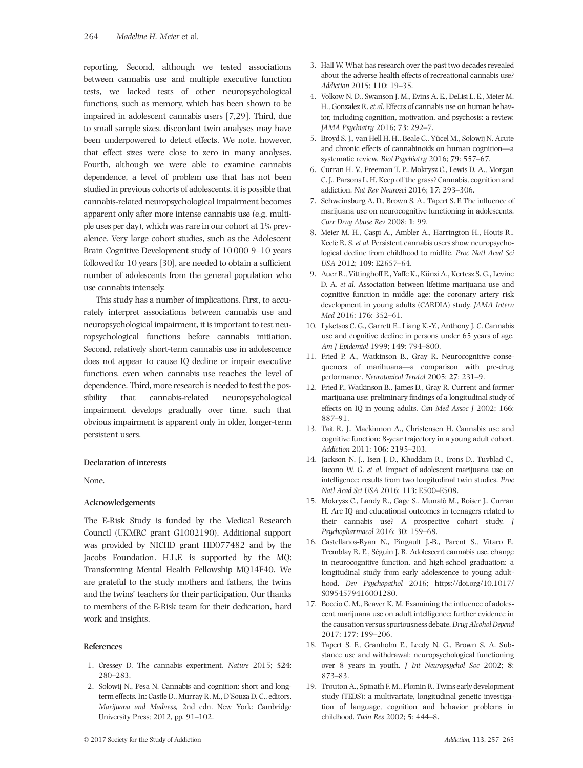reporting. Second, although we tested associations between cannabis use and multiple executive function tests, we lacked tests of other neuropsychological functions, such as memory, which has been shown to be impaired in adolescent cannabis users [7,29]. Third, due to small sample sizes, discordant twin analyses may have been underpowered to detect effects. We note, however, that effect sizes were close to zero in many analyses. Fourth, although we were able to examine cannabis dependence, a level of problem use that has not been studied in previous cohorts of adolescents, it is possible that cannabis-related neuropsychological impairment becomes apparent only after more intense cannabis use (e.g. multiple uses per day), which was rare in our cohort at 1% prevalence. Very large cohort studies, such as the Adolescent Brain Cognitive Development study of 10 000 9–10 years followed for 10 years [30], are needed to obtain a sufficient number of adolescents from the general population who use cannabis intensely.

This study has a number of implications. First, to accurately interpret associations between cannabis use and neuropsychological impairment, it is important to test neuropsychological functions before cannabis initiation. Second, relatively short-term cannabis use in adolescence does not appear to cause IQ decline or impair executive functions, even when cannabis use reaches the level of dependence. Third, more research is needed to test the possibility that cannabis-related neuropsychological impairment develops gradually over time, such that obvious impairment is apparent only in older, longer-term persistent users.

### Declaration of interests

None.

### Acknowledgements

The E-Risk Study is funded by the Medical Research Council (UKMRC grant G1002190). Additional support was provided by NICHD grant HD077482 and by the Jacobs Foundation. H.L.F. is supported by the MQ: Transforming Mental Health Fellowship MQ14F40. We are grateful to the study mothers and fathers, the twins and the twins' teachers for their participation. Our thanks to members of the E-Risk team for their dedication, hard work and insights.

### References

1. Cressey D. The cannabis experiment. *Nature* 2015; **524**: 280–283.
2. Solowij N., Pesa N. Cannabis and cognition: short and long-term effects. In: Castle D., Murray R. M., D'Souza D. C., editors. *Marijuana and Madness*, 2nd edn. New York: Cambridge University Press; 2012, pp. 91–102.
3. Hall W. What has research over the past two decades revealed about the adverse health effects of recreational cannabis use? *Addiction* 2015; **110**: 19–35.
4. Volkow N. D., Swanson J. M., Evins A. E., DeLisi L. E., Meier M. H., Gonzalez R. *et al*. Effects of cannabis use on human behavior, including cognition, motivation, and psychosis: a review. *JAMA Psychiatry* 2016; **73**: 292–7.
5. Broyd S. J., van Hell H. H., Beale C., Yücel M., Solowij N. Acute and chronic effects of cannabinoids on human cognition—a systematic review. *Biol Psychiatry* 2016; **79**: 557–67.
6. Curran H. V., Freeman T. P., Mokrysz C., Lewis D. A., Morgan C. J., Parsons L. H. Keep off the grass? Cannabis, cognition and addiction. *Nat Rev Neurosci* 2016; **17**: 293–306.
7. Schweinsburg A. D., Brown S. A., Tapert S. F. The influence of marijuana use on neurocognitive functioning in adolescents. *Curr Drug Abuse Rev* 2008; **1**: 99.
8. Meier M. H., Caspi A., Ambler A., Harrington H., Houts R., Keefe R. S. *et al*. Persistent cannabis users show neuropsychological decline from childhood to midlife. *Proc Natl Acad Sci USA* 2012; **109**: E2657–64.
9. Auer R., Vittinghoff E., Yaffe K., Künzi A., Kertesz S. G., Levine D. A. *et al*. Association between lifetime marijuana use and cognitive function in middle age: the coronary artery risk development in young adults (CARDIA) study. *JAMA Intern Med* 2016; **176**: 352–61.
10. Lyketsos C. G., Garrett E., Liang K.-Y., Anthony J. C. Cannabis use and cognitive decline in persons under 65 years of age. *Am J Epidemiol* 1999; **149**: 794–800.
11. Fried P. A., Watkinson B., Gray R. Neurocognitive consequences of marihuana—a comparison with pre-drug performance. *Neurotoxicol Teratol* 2005; **27**: 231–9.
12. Fried P., Watkinson B., James D., Gray R. Current and former marijuana use: preliminary findings of a longitudinal study of effects on IQ in young adults. *Can Med Assoc J* 2002; **166**: 887–91.
13. Tait R. J., Mackinnon A., Christensen H. Cannabis use and cognitive function: 8-year trajectory in a young adult cohort. *Addiction* 2011; **106**: 2195–203.
14. Jackson N. J., Isen J. D., Khoddam R., Irons D., Tuvblad C., Iacono W. G. *et al*. Impact of adolescent marijuana use on intelligence: results from two longitudinal twin studies. *Proc Natl Acad Sci USA* 2016; **113**: E500–E508.
15. Mokrysz C., Landy R., Gage S., Munafò M., Roiser J., Curran H. Are IQ and educational outcomes in teenagers related to their cannabis use? A prospective cohort study. *J Psychopharmacol* 2016; **30**: 159–68.
16. Castellanos-Ryan N., Pingault J.-B., Parent S., Vitaro F., Tremblay R. E., Séguin J. R. Adolescent cannabis use, change in neurocognitive function, and high-school graduation: a longitudinal study from early adolescence to young adulthood. *Dev Psychopathol* 2016; https://doi.org/10.1017/S0954579416001280.
17. Boccio C. M., Beaver K. M. Examining the influence of adolescent marijuana use on adult intelligence: further evidence in the causation versus spuriousness debate. *Drug Alcohol Depend* 2017; **177**: 199–206.
18. Tapert S. F., Granholm E., Leedy N. G., Brown S. A. Substance use and withdrawal: neuropsychological functioning over 8 years in youth. *J Int Neuropsychol Soc* 2002; **8**: 873–83.
19. Trouton A., Spinath F. M., Plomin R. Twins early development study (TEDS): a multivariate, longitudinal genetic investigation of language, cognition and behavior problems in childhood. *Twin Res* 2002; **5**: 444–8.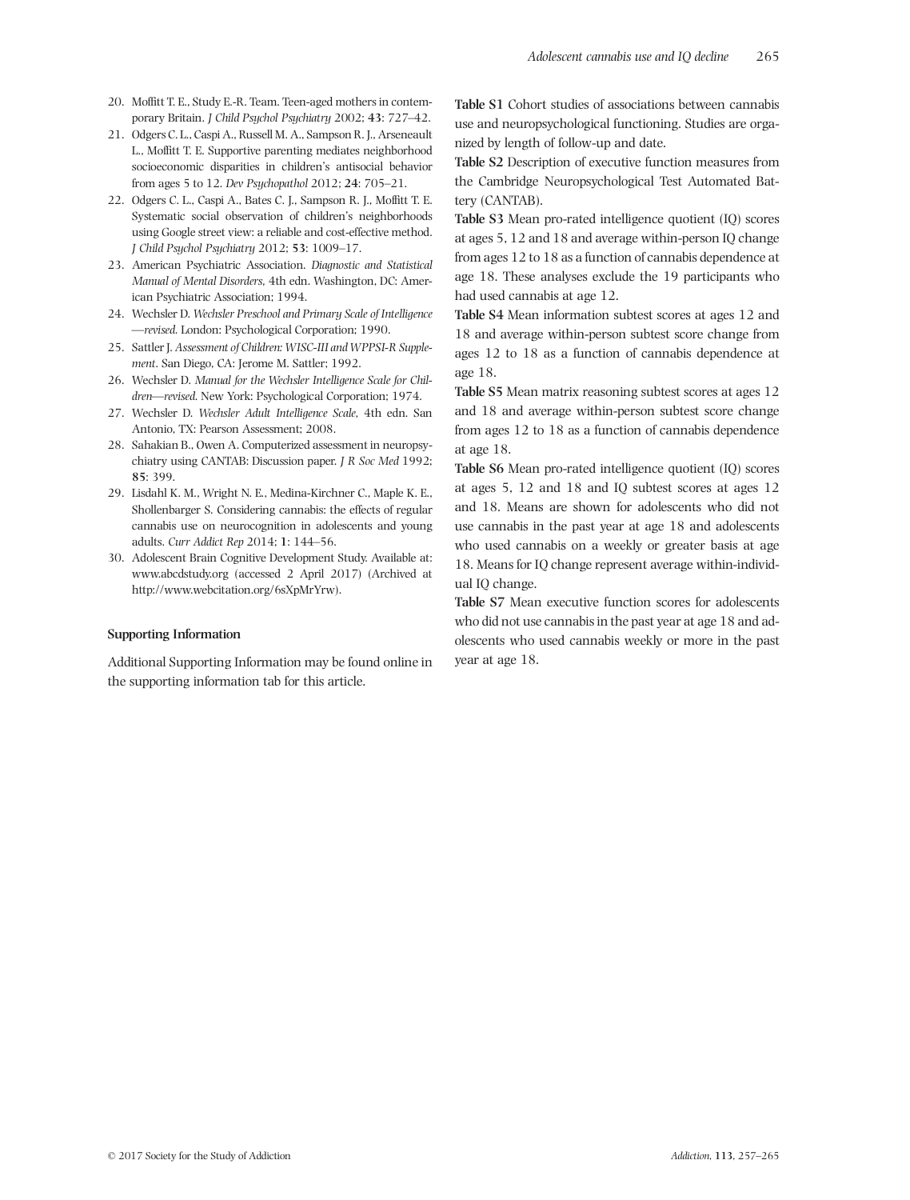20. Moffitt T. E., Study E.-R. Team. Teen-aged mothers in contemporary Britain. *J Child Psychol Psychiatry* 2002; **43**: 727–42.
21. Odgers C. L., Caspi A., Russell M. A., Sampson R. J., Arseneault L., Moffitt T. E. Supportive parenting mediates neighborhood socioeconomic disparities in children's antisocial behavior from ages 5 to 12. *Dev Psychopathol* 2012; **24**: 705–21.
22. Odgers C. L., Caspi A., Bates C. J., Sampson R. J., Moffitt T. E. Systematic social observation of children's neighborhoods using Google street view: a reliable and cost-effective method. *J Child Psychol Psychiatry* 2012; **53**: 1009–17.
23. American Psychiatric Association. *Diagnostic and Statistical Manual of Mental Disorders*, 4th edn. Washington, DC: American Psychiatric Association; 1994.
24. Wechsler D. *Wechsler Preschool and Primary Scale of Intelligence—revised*. London: Psychological Corporation; 1990.
25. Sattler J. *Assessment of Children: WISC-III and WPPSI-R Supplement*. San Diego, CA: Jerome M. Sattler; 1992.
26. Wechsler D. *Manual for the Wechsler Intelligence Scale for Children—revised*. New York: Psychological Corporation; 1974.
27. Wechsler D. *Wechsler Adult Intelligence Scale*, 4th edn. San Antonio, TX: Pearson Assessment; 2008.
28. Sahakian B., Owen A. Computerized assessment in neuropsychiatry using CANTAB: Discussion paper. *J R Soc Med* 1992; **85**: 399.
29. Lisdahl K. M., Wright N. E., Medina-Kirchner C., Maple K. E., Shollenbarger S. Considering cannabis: the effects of regular cannabis use on neurocognition in adolescents and young adults. *Curr Addict Rep* 2014; **1**: 144–56.
30. Adolescent Brain Cognitive Development Study. Available at: www.abcdstudy.org (accessed 2 April 2017) (Archived at http://www.webcitation.org/6sXpMrYrw).

## Supporting Information

Additional Supporting Information may be found online in the supporting information tab for this article.

**Table S1** Cohort studies of associations between cannabis use and neuropsychological functioning. Studies are organized by length of follow-up and date.

**Table S2** Description of executive function measures from the Cambridge Neuropsychological Test Automated Battery (CANTAB).

**Table S3** Mean pro-rated intelligence quotient (IQ) scores at ages 5, 12 and 18 and average within-person IQ change from ages 12 to 18 as a function of cannabis dependence at age 18. These analyses exclude the 19 participants who had used cannabis at age 12.

**Table S4** Mean information subtest scores at ages 12 and 18 and average within-person subtest score change from ages 12 to 18 as a function of cannabis dependence at age 18.

**Table S5** Mean matrix reasoning subtest scores at ages 12 and 18 and average within-person subtest score change from ages 12 to 18 as a function of cannabis dependence at age 18.

**Table S6** Mean pro-rated intelligence quotient (IQ) scores at ages 5, 12 and 18 and IQ subtest scores at ages 12 and 18. Means are shown for adolescents who did not use cannabis in the past year at age 18 and adolescents who used cannabis on a weekly or greater basis at age 18. Means for IQ change represent average within-individual IQ change.

**Table S7** Mean executive function scores for adolescents who did not use cannabis in the past year at age 18 and adolescents who used cannabis weekly or more in the past year at age 18.